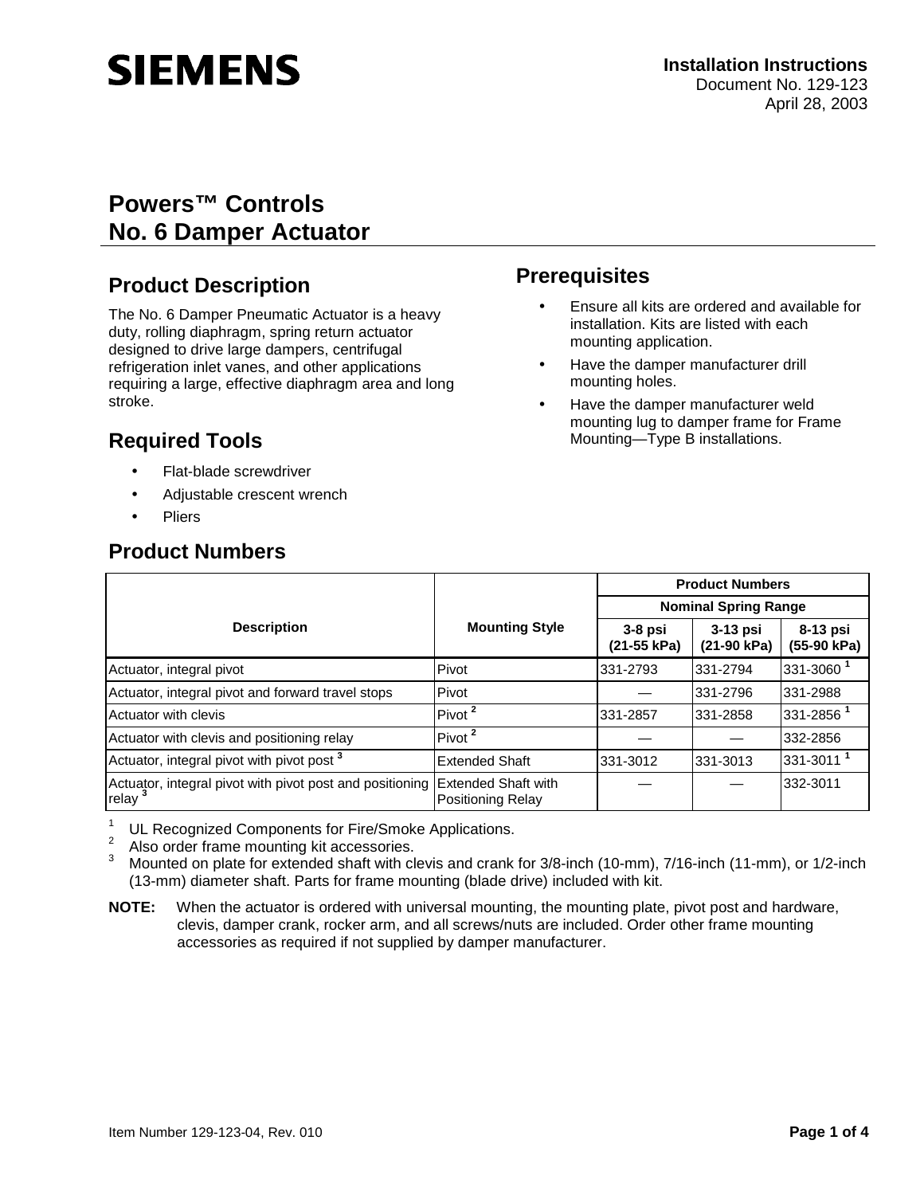**Installation Instructions**
Document No. 129-123
April 28, 2003

# Powers™ Controls
# No. 6 Damper Actuator

## Product Description

The No. 6 Damper Pneumatic Actuator is a heavy duty, rolling diaphragm, spring return actuator designed to drive large dampers, centrifugal refrigeration inlet vanes, and other applications requiring a large, effective diaphragm area and long stroke.

## Required Tools

- Flat-blade screwdriver
- Adjustable crescent wrench
- Pliers

## Prerequisites

- Ensure all kits are ordered and available for installation. Kits are listed with each mounting application.
- Have the damper manufacturer drill mounting holes.
- Have the damper manufacturer weld mounting lug to damper frame for Frame Mounting—Type B installations.

## Product Numbers

| Description | Mounting Style | Product Numbers | | |
|---|---|---|---|---|
| | | Nominal Spring Range | | |
| | | 3-8 psi (21-55 kPa) | 3-13 psi (21-90 kPa) | 8-13 psi (55-90 kPa) |
| Actuator, integral pivot | Pivot | 331-2793 | 331-2794 | 331-3060 [1] |
| Actuator, integral pivot and forward travel stops | Pivot | — | 331-2796 | 331-2988 |
| Actuator with clevis | Pivot [2] | 331-2857 | 331-2858 | 331-2856 [1] |
| Actuator with clevis and positioning relay | Pivot [2] | — | — | 332-2856 |
| Actuator, integral pivot with pivot post [3] | Extended Shaft | 331-3012 | 331-3013 | 331-3011 [1] |
| Actuator, integral pivot with pivot post and positioning relay [3] | Extended Shaft with Positioning Relay | — | — | 332-3011 |

[1] UL Recognized Components for Fire/Smoke Applications.
[2] Also order frame mounting kit accessories.
[3] Mounted on plate for extended shaft with clevis and crank for 3/8-inch (10-mm), 7/16-inch (11-mm), or 1/2-inch (13-mm) diameter shaft. Parts for frame mounting (blade drive) included with kit.

**NOTE:** When the actuator is ordered with universal mounting, the mounting plate, pivot post and hardware, clevis, damper crank, rocker arm, and all screws/nuts are included. Order other frame mounting accessories as required if not supplied by damper manufacturer.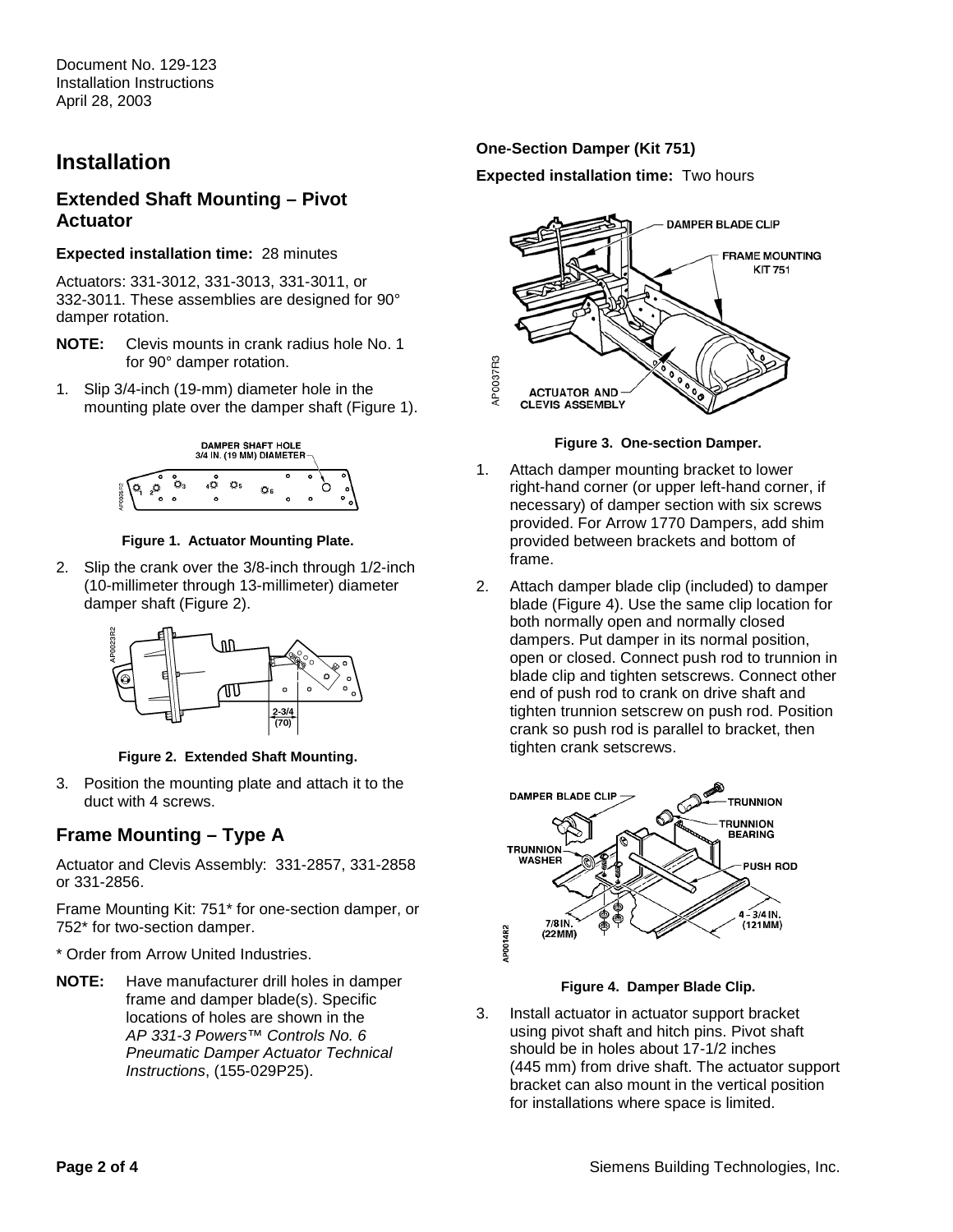# Installation

## Extended Shaft Mounting – Pivot Actuator

**Expected installation time:** 28 minutes

Actuators: 331-3012, 331-3013, 331-3011, or 332-3011. These assemblies are designed for 90° damper rotation.

**NOTE:** Clevis mounts in crank radius hole No. 1 for 90° damper rotation.

1. Slip 3/4-inch (19-mm) diameter hole in the mounting plate over the damper shaft (Figure 1).

**Figure 1. Actuator Mounting Plate.**

2. Slip the crank over the 3/8-inch through 1/2-inch (10-millimeter through 13-millimeter) diameter damper shaft (Figure 2).

**Figure 2. Extended Shaft Mounting.**

3. Position the mounting plate and attach it to the duct with 4 screws.

## Frame Mounting – Type A

Actuator and Clevis Assembly: 331-2857, 331-2858 or 331-2856.

Frame Mounting Kit: 751* for one-section damper, or 752* for two-section damper.

* Order from Arrow United Industries.

**NOTE:** Have manufacturer drill holes in damper frame and damper blade(s). Specific locations of holes are shown in the *AP 331-3 Powers™ Controls No. 6 Pneumatic Damper Actuator Technical Instructions*, (155-029P25).

**One-Section Damper (Kit 751)**

**Expected installation time:** Two hours

**Figure 3. One-section Damper.**

1. Attach damper mounting bracket to lower right-hand corner (or upper left-hand corner, if necessary) of damper section with six screws provided. For Arrow 1770 Dampers, add shim provided between brackets and bottom of frame.
2. Attach damper blade clip (included) to damper blade (Figure 4). Use the same clip location for both normally open and normally closed dampers. Put damper in its normal position, open or closed. Connect push rod to trunnion in blade clip and tighten setscrews. Connect other end of push rod to crank on drive shaft and tighten trunnion setscrew on push rod. Position crank so push rod is parallel to bracket, then tighten crank setscrews.

**Figure 4. Damper Blade Clip.**

3. Install actuator in actuator support bracket using pivot shaft and hitch pins. Pivot shaft should be in holes about 17-1/2 inches (445 mm) from drive shaft. The actuator support bracket can also mount in the vertical position for installations where space is limited.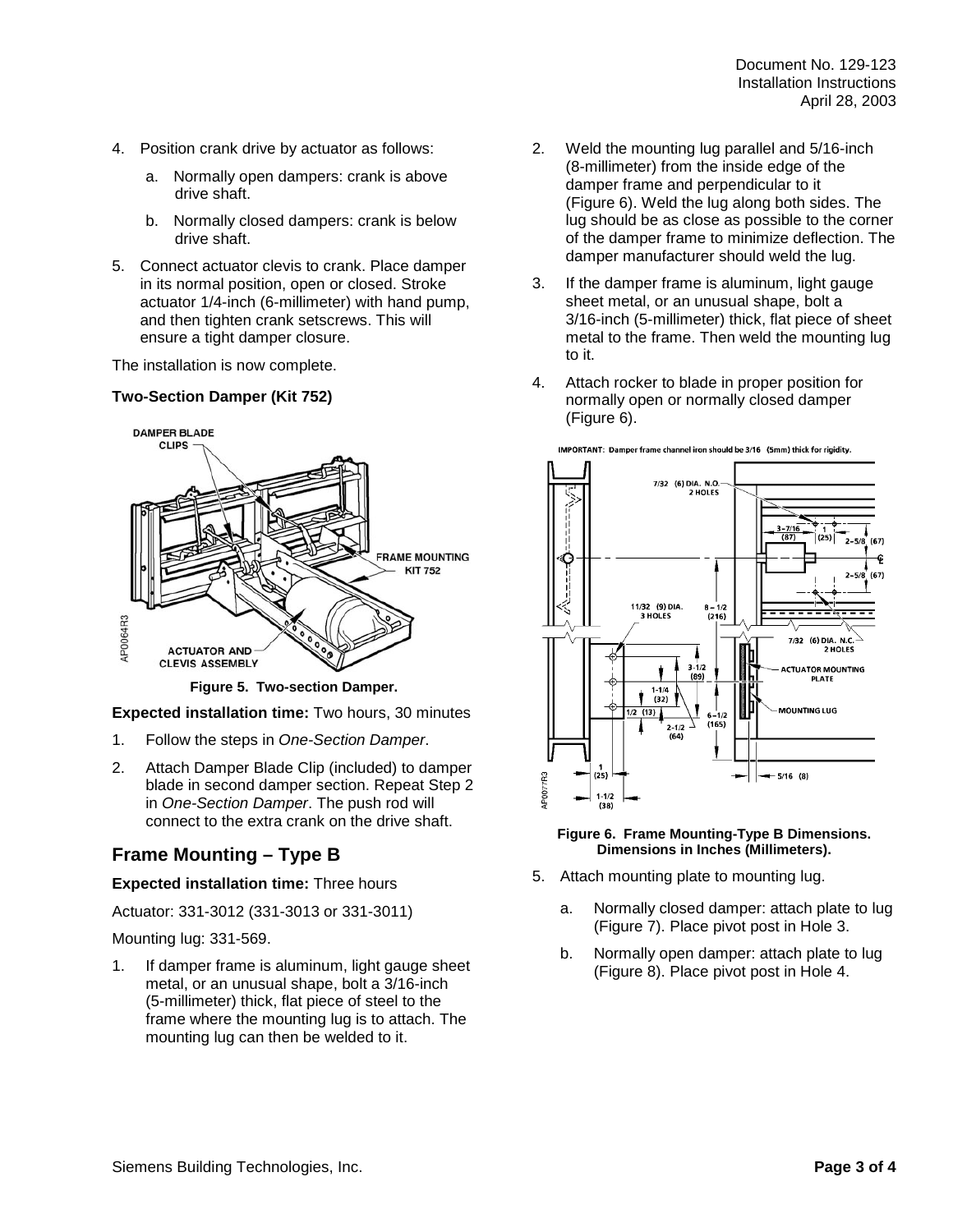4. Position crank drive by actuator as follows:

   a. Normally open dampers: crank is above drive shaft.

   b. Normally closed dampers: crank is below drive shaft.

5. Connect actuator clevis to crank. Place damper in its normal position, open or closed. Stroke actuator 1/4-inch (6-millimeter) with hand pump, and then tighten crank setscrews. This will ensure a tight damper closure.

The installation is now complete.

**Two-Section Damper (Kit 752)**

**Figure 5. Two-section Damper.**

**Expected installation time:** Two hours, 30 minutes

1. Follow the steps in *One-Section Damper*.
2. Attach Damper Blade Clip (included) to damper blade in second damper section. Repeat Step 2 in *One-Section Damper*. The push rod will connect to the extra crank on the drive shaft.

## Frame Mounting – Type B

**Expected installation time:** Three hours

Actuator: 331-3012 (331-3013 or 331-3011)

Mounting lug: 331-569.

1. If damper frame is aluminum, light gauge sheet metal, or an unusual shape, bolt a 3/16-inch (5-millimeter) thick, flat piece of steel to the frame where the mounting lug is to attach. The mounting lug can then be welded to it.
2. Weld the mounting lug parallel and 5/16-inch (8-millimeter) from the inside edge of the damper frame and perpendicular to it (Figure 6). Weld the lug along both sides. The lug should be as close as possible to the corner of the damper frame to minimize deflection. The damper manufacturer should weld the lug.
3. If the damper frame is aluminum, light gauge sheet metal, or an unusual shape, bolt a 3/16-inch (5-millimeter) thick, flat piece of sheet metal to the frame. Then weld the mounting lug to it.
4. Attach rocker to blade in proper position for normally open or normally closed damper (Figure 6).

**Figure 6. Frame Mounting-Type B Dimensions. Dimensions in Inches (Millimeters).**

5. Attach mounting plate to mounting lug.

   a. Normally closed damper: attach plate to lug (Figure 7). Place pivot post in Hole 3.

   b. Normally open damper: attach plate to lug (Figure 8). Place pivot post in Hole 4.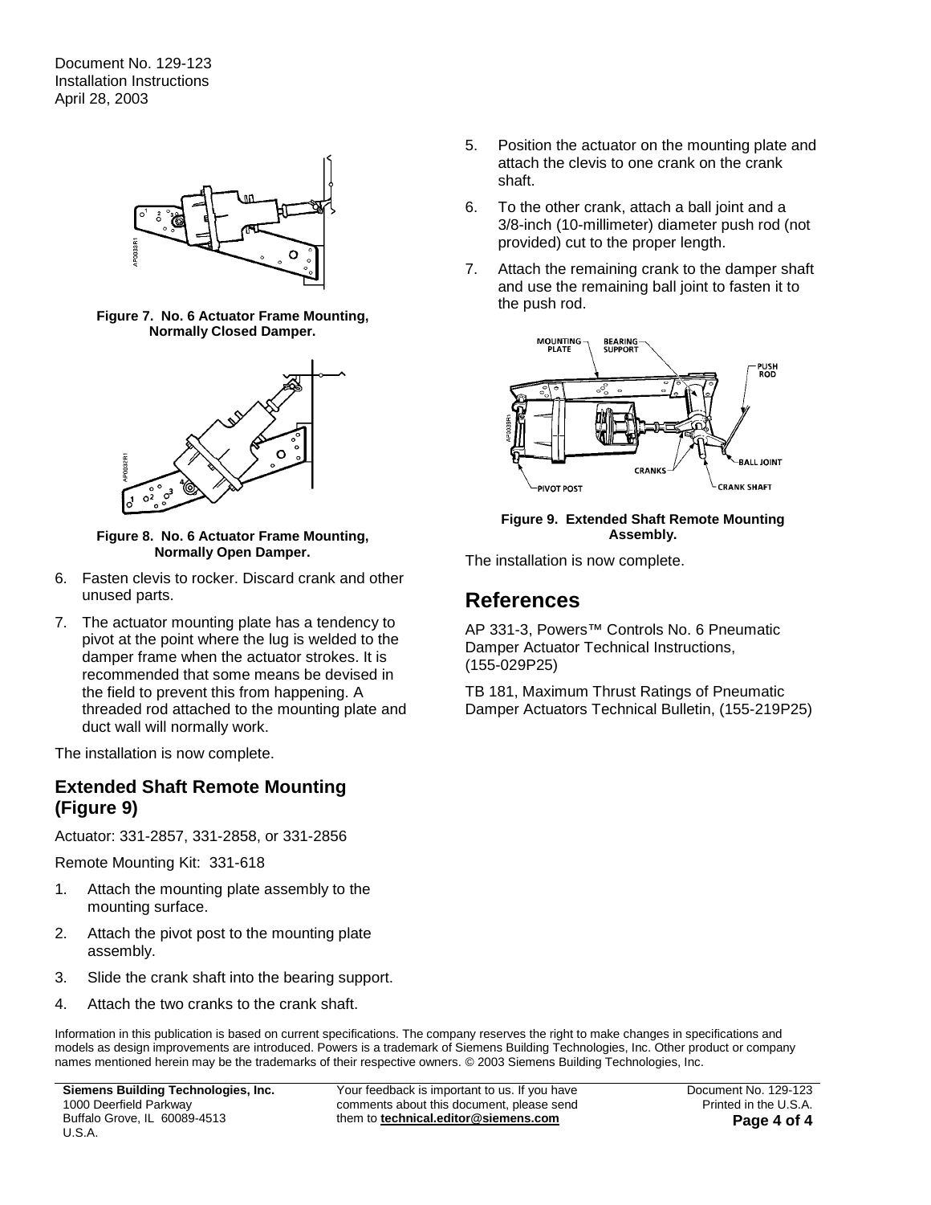Figure 7. No. 6 Actuator Frame Mounting, Normally Closed Damper.

Figure 8. No. 6 Actuator Frame Mounting, Normally Open Damper.

6. Fasten clevis to rocker. Discard crank and other unused parts.
7. The actuator mounting plate has a tendency to pivot at the point where the lug is welded to the damper frame when the actuator strokes. It is recommended that some means be devised in the field to prevent this from happening. A threaded rod attached to the mounting plate and duct wall will normally work.

The installation is now complete.

### Extended Shaft Remote Mounting (Figure 9)

Actuator: 331-2857, 331-2858, or 331-2856

Remote Mounting Kit: 331-618

1. Attach the mounting plate assembly to the mounting surface.
2. Attach the pivot post to the mounting plate assembly.
3. Slide the crank shaft into the bearing support.
4. Attach the two cranks to the crank shaft.
5. Position the actuator on the mounting plate and attach the clevis to one crank on the crank shaft.
6. To the other crank, attach a ball joint and a 3/8-inch (10-millimeter) diameter push rod (not provided) cut to the proper length.
7. Attach the remaining crank to the damper shaft and use the remaining ball joint to fasten it to the push rod.

Figure 9. Extended Shaft Remote Mounting Assembly.

The installation is now complete.

## References

AP 331-3, Powers™ Controls No. 6 Pneumatic Damper Actuator Technical Instructions, (155-029P25)

TB 181, Maximum Thrust Ratings of Pneumatic Damper Actuators Technical Bulletin, (155-219P25)

Information in this publication is based on current specifications. The company reserves the right to make changes in specifications and models as design improvements are introduced. Powers is a trademark of Siemens Building Technologies, Inc. Other product or company names mentioned herein may be the trademarks of their respective owners. © 2003 Siemens Building Technologies, Inc.

**Siemens Building Technologies, Inc.**
1000 Deerfield Parkway
Buffalo Grove, IL 60089-4513
U.S.A.

Your feedback is important to us. If you have comments about this document, please send them to **technical.editor@siemens.com**

Printed in the U.S.A.